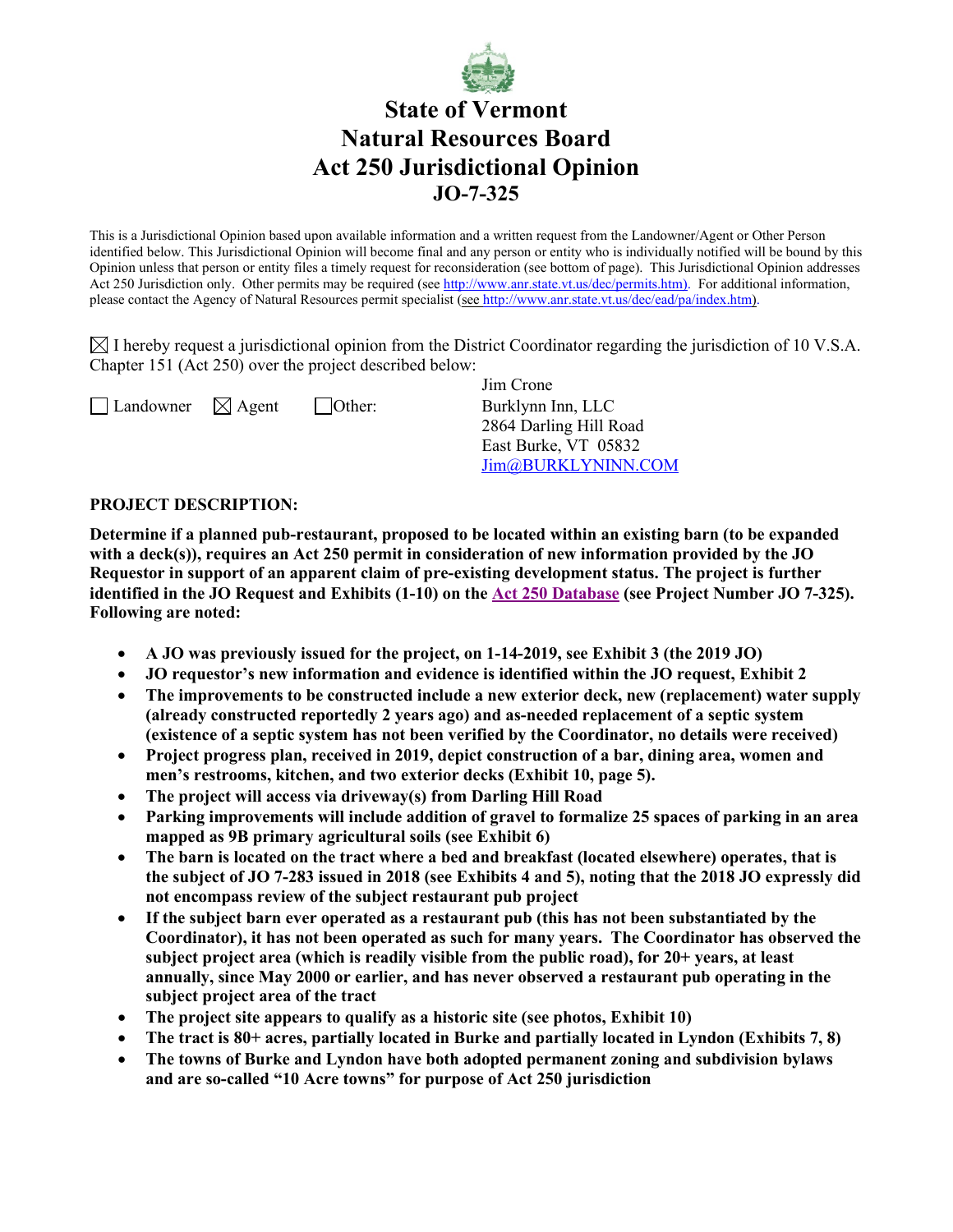# State of Vermont
# Natural Resources Board
# Act 250 Jurisdictional Opinion
# JO-7-325

This is a Jurisdictional Opinion based upon available information and a written request from the Landowner/Agent or Other Person identified below. This Jurisdictional Opinion will become final and any person or entity who is individually notified will be bound by this Opinion unless that person or entity files a timely request for reconsideration (see bottom of page). This Jurisdictional Opinion addresses Act 250 Jurisdiction only. Other permits may be required (see http://www.anr.state.vt.us/dec/permits.htm). For additional information, please contact the Agency of Natural Resources permit specialist (see http://www.anr.state.vt.us/dec/ead/pa/index.htm).

☒ I hereby request a jurisdictional opinion from the District Coordinator regarding the jurisdiction of 10 V.S.A. Chapter 151 (Act 250) over the project described below:

☐ Landowner ☒ Agent ☐ Other:

Jim Crone
Burklynn Inn, LLC
2864 Darling Hill Road
East Burke, VT 05832
Jim@BURKLYNINN.COM

**PROJECT DESCRIPTION:**

**Determine if a planned pub-restaurant, proposed to be located within an existing barn (to be expanded with a deck(s)), requires an Act 250 permit in consideration of new information provided by the JO Requestor in support of an apparent claim of pre-existing development status. The project is further identified in the JO Request and Exhibits (1-10) on the Act 250 Database (see Project Number JO 7-325). Following are noted:**

- **A JO was previously issued for the project, on 1-14-2019, see Exhibit 3 (the 2019 JO)**
- **JO requestor's new information and evidence is identified within the JO request, Exhibit 2**
- **The improvements to be constructed include a new exterior deck, new (replacement) water supply (already constructed reportedly 2 years ago) and as-needed replacement of a septic system (existence of a septic system has not been verified by the Coordinator, no details were received)**
- **Project progress plan, received in 2019, depict construction of a bar, dining area, women and men's restrooms, kitchen, and two exterior decks (Exhibit 10, page 5).**
- **The project will access via driveway(s) from Darling Hill Road**
- **Parking improvements will include addition of gravel to formalize 25 spaces of parking in an area mapped as 9B primary agricultural soils (see Exhibit 6)**
- **The barn is located on the tract where a bed and breakfast (located elsewhere) operates, that is the subject of JO 7-283 issued in 2018 (see Exhibits 4 and 5), noting that the 2018 JO expressly did not encompass review of the subject restaurant pub project**
- **If the subject barn ever operated as a restaurant pub (this has not been substantiated by the Coordinator), it has not been operated as such for many years. The Coordinator has observed the subject project area (which is readily visible from the public road), for 20+ years, at least annually, since May 2000 or earlier, and has never observed a restaurant pub operating in the subject project area of the tract**
- **The project site appears to qualify as a historic site (see photos, Exhibit 10)**
- **The tract is 80+ acres, partially located in Burke and partially located in Lyndon (Exhibits 7, 8)**
- **The towns of Burke and Lyndon have both adopted permanent zoning and subdivision bylaws and are so-called "10 Acre towns" for purpose of Act 250 jurisdiction**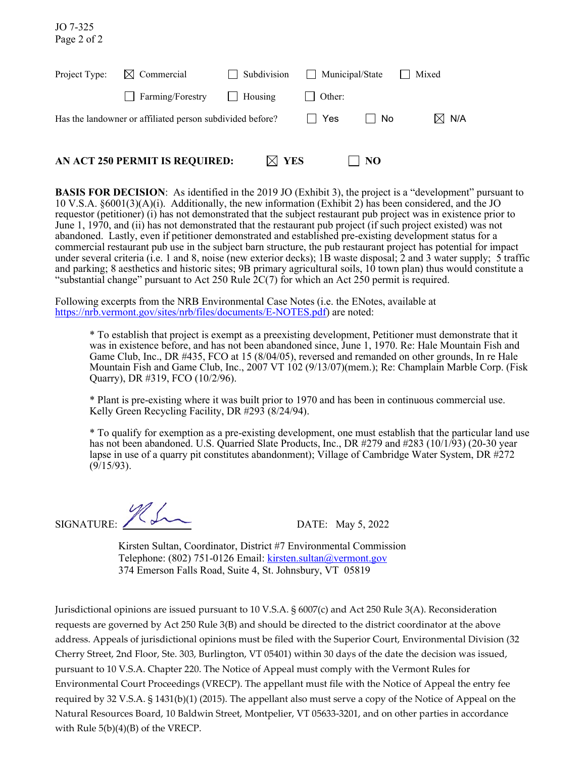Project Type: ☒ Commercial ☐ Subdivision ☐ Municipal/State ☐ Mixed

☐ Farming/Forestry ☐ Housing ☐ Other:

Has the landowner or affiliated person subdivided before? ☐ Yes ☐ No ☒ N/A

**AN ACT 250 PERMIT IS REQUIRED:** ☒ **YES** ☐ **NO**

**BASIS FOR DECISION**: As identified in the 2019 JO (Exhibit 3), the project is a "development" pursuant to 10 V.S.A. §6001(3)(A)(i). Additionally, the new information (Exhibit 2) has been considered, and the JO requestor (petitioner) (i) has not demonstrated that the subject restaurant pub project was in existence prior to June 1, 1970, and (ii) has not demonstrated that the restaurant pub project (if such project existed) was not abandoned. Lastly, even if petitioner demonstrated and established pre-existing development status for a commercial restaurant pub use in the subject barn structure, the pub restaurant project has potential for impact under several criteria (i.e. 1 and 8, noise (new exterior decks); 1B waste disposal; 2 and 3 water supply; 5 traffic and parking; 8 aesthetics and historic sites; 9B primary agricultural soils, 10 town plan) thus would constitute a "substantial change" pursuant to Act 250 Rule 2C(7) for which an Act 250 permit is required.

Following excerpts from the NRB Environmental Case Notes (i.e. the ENotes, available at https://nrb.vermont.gov/sites/nrb/files/documents/E-NOTES.pdf) are noted:

> * To establish that project is exempt as a preexisting development, Petitioner must demonstrate that it was in existence before, and has not been abandoned since, June 1, 1970. Re: Hale Mountain Fish and Game Club, Inc., DR #435, FCO at 15 (8/04/05), reversed and remanded on other grounds, In re Hale Mountain Fish and Game Club, Inc., 2007 VT 102 (9/13/07)(mem.); Re: Champlain Marble Corp. (Fisk Quarry), DR #319, FCO (10/2/96).
>
> * Plant is pre-existing where it was built prior to 1970 and has been in continuous commercial use. Kelly Green Recycling Facility, DR #293 (8/24/94).
>
> * To qualify for exemption as a pre-existing development, one must establish that the particular land use has not been abandoned. U.S. Quarried Slate Products, Inc., DR #279 and #283 (10/1/93) (20-30 year lapse in use of a quarry pit constitutes abandonment); Village of Cambridge Water System, DR #272 (9/15/93).

SIGNATURE: [signature] DATE: May 5, 2022

Kirsten Sultan, Coordinator, District #7 Environmental Commission
Telephone: (802) 751-0126 Email: kirsten.sultan@vermont.gov
374 Emerson Falls Road, Suite 4, St. Johnsbury, VT 05819

Jurisdictional opinions are issued pursuant to 10 V.S.A. § 6007(c) and Act 250 Rule 3(A). Reconsideration requests are governed by Act 250 Rule 3(B) and should be directed to the district coordinator at the above address. Appeals of jurisdictional opinions must be filed with the Superior Court, Environmental Division (32 Cherry Street, 2nd Floor, Ste. 303, Burlington, VT 05401) within 30 days of the date the decision was issued, pursuant to 10 V.S.A. Chapter 220. The Notice of Appeal must comply with the Vermont Rules for Environmental Court Proceedings (VRECP). The appellant must file with the Notice of Appeal the entry fee required by 32 V.S.A. § 1431(b)(1) (2015). The appellant also must serve a copy of the Notice of Appeal on the Natural Resources Board, 10 Baldwin Street, Montpelier, VT 05633-3201, and on other parties in accordance with Rule 5(b)(4)(B) of the VRECP.